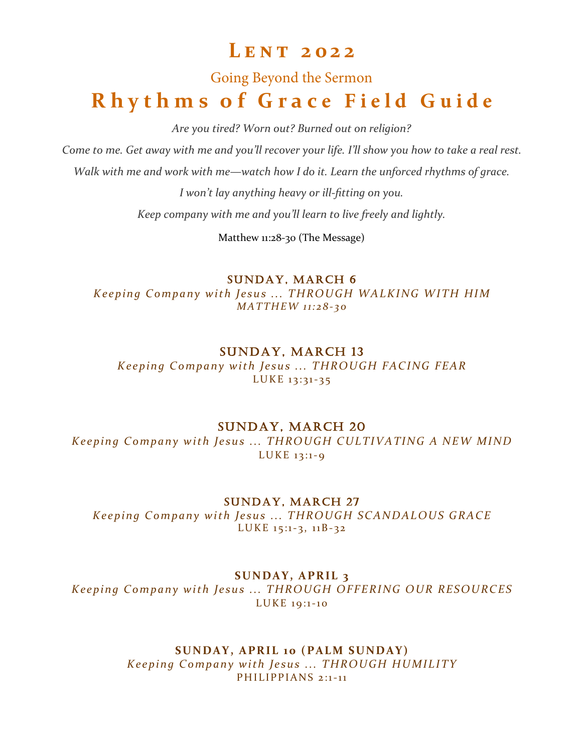# Lent 2022

## Going Beyond the Sermon

# Rhythms of Grace Field Guide

*Are you tired? Worn out? Burned out on religion?*

*Come to me. Get away with me and you'll recover your life. I'll show you how to take a real rest.*

*Walk with me and work with me—watch how I do it. Learn the unforced rhythms of grace.*

*I won't lay anything heavy or ill-fitting on you.*

*Keep company with me and you'll learn to live freely and lightly.*

Matthew 11:28-30 (The Message)

### SUNDAY, MARCH 6

*Keeping Company with Jesus ... THROUGH WALKING WITH HIM*

*MATTHEW 11:28-30*

### SUNDAY, MARCH 13

*Keeping Company with Jesus ... THROUGH FACING FEAR*

LUKE 13:31-35

### SUNDAY, MARCH 20

*Keeping Company with Jesus ... THROUGH CULTIVATING A NEW MIND*

LUKE 13:1-9

### SUNDAY, MARCH 27

*Keeping Company with Jesus ... THROUGH SCANDALOUS GRACE*

LUKE 15:1-3, 11B-32

### SUNDAY, APRIL 3

*Keeping Company with Jesus ... THROUGH OFFERING OUR RESOURCES*

LUKE 19:1-10

### SUNDAY, APRIL 10 (PALM SUNDAY)

*Keeping Company with Jesus ... THROUGH HUMILITY*

PHILIPPIANS 2:1-11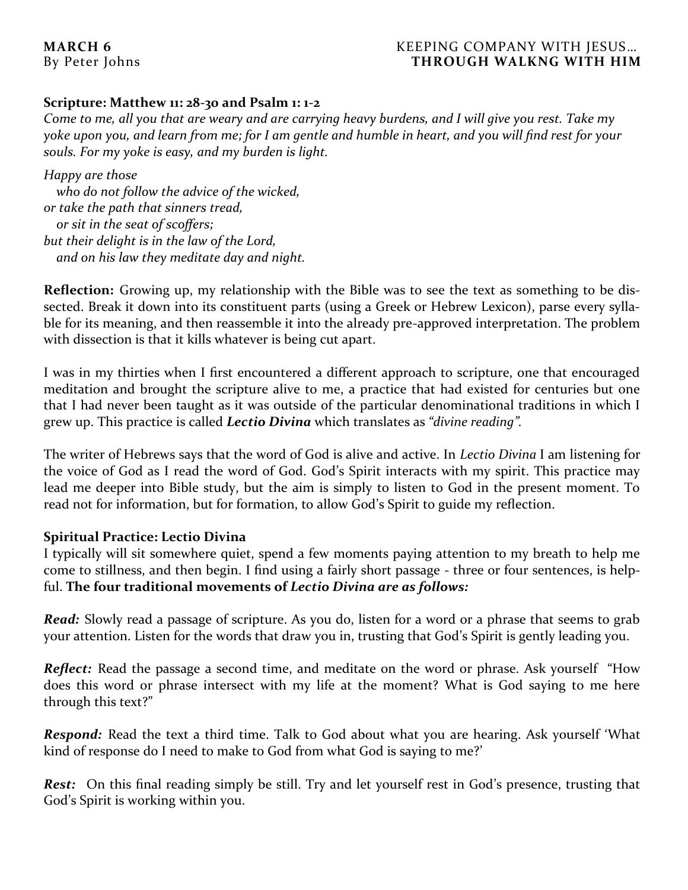**MARCH 6**
By Peter Johns

KEEPING COMPANY WITH JESUS…
**THROUGH WALKNG WITH HIM**

**Scripture: Matthew 11: 28-30 and Psalm 1: 1-2**

*Come to me, all you that are weary and are carrying heavy burdens, and I will give you rest. Take my yoke upon you, and learn from me; for I am gentle and humble in heart, and you will find rest for your souls. For my yoke is easy, and my burden is light.*

*Happy are those*
*who do not follow the advice of the wicked,*
*or take the path that sinners tread,*
*or sit in the seat of scoffers;*
*but their delight is in the law of the Lord,*
*and on his law they meditate day and night.*

**Reflection:** Growing up, my relationship with the Bible was to see the text as something to be dissected. Break it down into its constituent parts (using a Greek or Hebrew Lexicon), parse every syllable for its meaning, and then reassemble it into the already pre-approved interpretation. The problem with dissection is that it kills whatever is being cut apart.

I was in my thirties when I first encountered a different approach to scripture, one that encouraged meditation and brought the scripture alive to me, a practice that had existed for centuries but one that I had never been taught as it was outside of the particular denominational traditions in which I grew up. This practice is called ***Lectio Divina*** which translates as *"divine reading"*.

The writer of Hebrews says that the word of God is alive and active. In *Lectio Divina* I am listening for the voice of God as I read the word of God. God's Spirit interacts with my spirit. This practice may lead me deeper into Bible study, but the aim is simply to listen to God in the present moment. To read not for information, but for formation, to allow God's Spirit to guide my reflection.

**Spiritual Practice: Lectio Divina**

I typically will sit somewhere quiet, spend a few moments paying attention to my breath to help me come to stillness, and then begin. I find using a fairly short passage - three or four sentences, is helpful. **The four traditional movements of *Lectio Divina are as follows:***

***Read:*** Slowly read a passage of scripture. As you do, listen for a word or a phrase that seems to grab your attention. Listen for the words that draw you in, trusting that God's Spirit is gently leading you.

***Reflect:*** Read the passage a second time, and meditate on the word or phrase. Ask yourself "How does this word or phrase intersect with my life at the moment? What is God saying to me here through this text?"

***Respond:*** Read the text a third time. Talk to God about what you are hearing. Ask yourself 'What kind of response do I need to make to God from what God is saying to me?'

***Rest:*** On this final reading simply be still. Try and let yourself rest in God's presence, trusting that God's Spirit is working within you.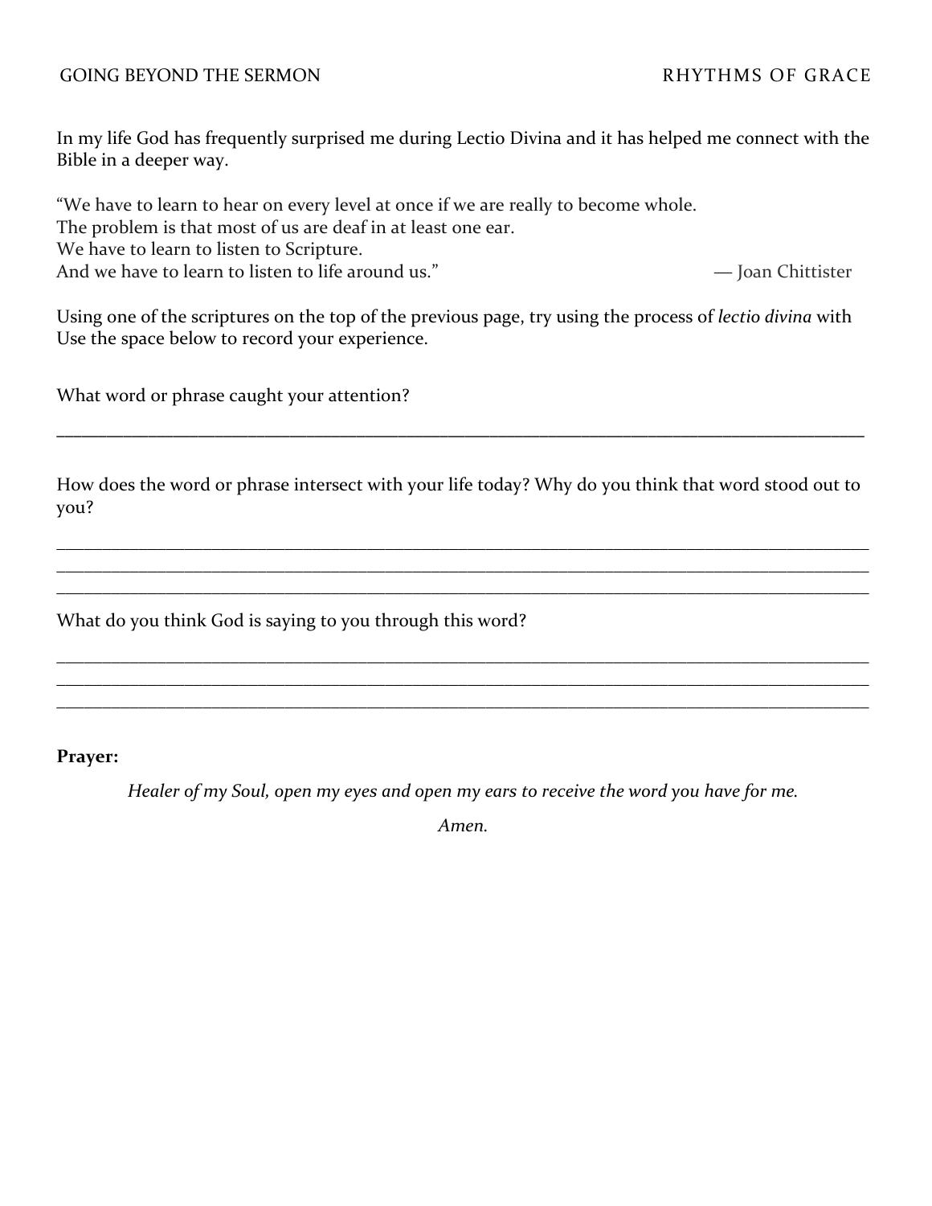In my life God has frequently surprised me during Lectio Divina and it has helped me connect with the Bible in a deeper way.

"We have to learn to hear on every level at once if we are really to become whole.
The problem is that most of us are deaf in at least one ear.
We have to learn to listen to Scripture.
And we have to learn to listen to life around us." — Joan Chittister

Using one of the scriptures on the top of the previous page, try using the process of *lectio divina* with Use the space below to record your experience.

What word or phrase caught your attention?

_______________________________________________________________________________

How does the word or phrase intersect with your life today? Why do you think that word stood out to you?

_______________________________________________________________________________
_______________________________________________________________________________
_______________________________________________________________________________

What do you think God is saying to you through this word?

_______________________________________________________________________________
_______________________________________________________________________________
_______________________________________________________________________________

**Prayer:**

*Healer of my Soul, open my eyes and open my ears to receive the word you have for me.*

*Amen.*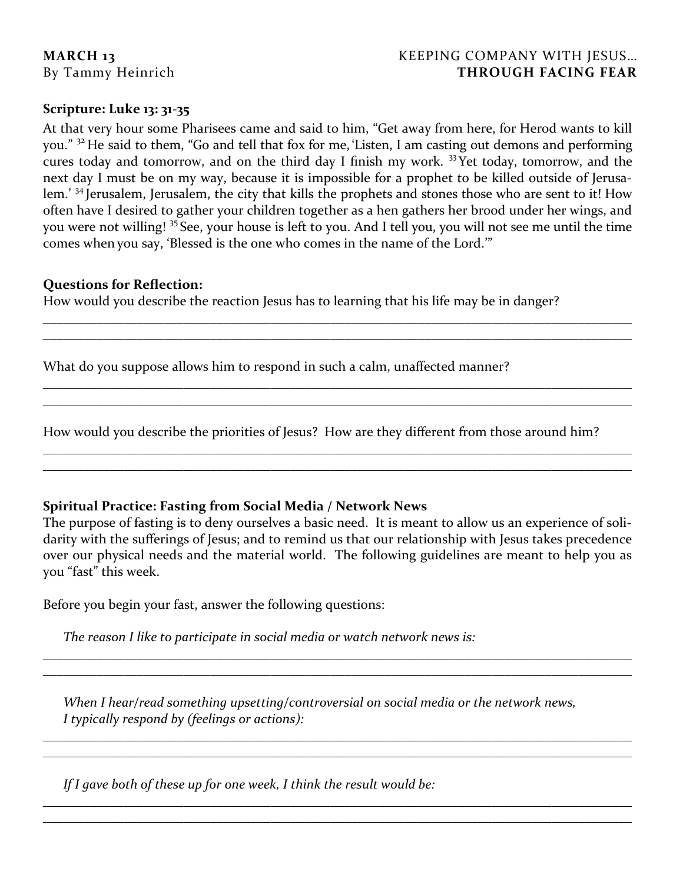**MARCH 13**
By Tammy Heinrich

KEEPING COMPANY WITH JESUS…
**THROUGH FACING FEAR**

**Scripture: Luke 13: 31-35**

At that very hour some Pharisees came and said to him, "Get away from here, for Herod wants to kill you." [32] He said to them, "Go and tell that fox for me, 'Listen, I am casting out demons and performing cures today and tomorrow, and on the third day I finish my work. [33] Yet today, tomorrow, and the next day I must be on my way, because it is impossible for a prophet to be killed outside of Jerusalem.' [34] Jerusalem, Jerusalem, the city that kills the prophets and stones those who are sent to it! How often have I desired to gather your children together as a hen gathers her brood under her wings, and you were not willing! [35] See, your house is left to you. And I tell you, you will not see me until the time comes when you say, 'Blessed is the one who comes in the name of the Lord.'"

**Questions for Reflection:**

How would you describe the reaction Jesus has to learning that his life may be in danger?

______________________________________________________________________________

______________________________________________________________________________

What do you suppose allows him to respond in such a calm, unaffected manner?

______________________________________________________________________________

______________________________________________________________________________

How would you describe the priorities of Jesus? How are they different from those around him?

______________________________________________________________________________

______________________________________________________________________________

**Spiritual Practice: Fasting from Social Media / Network News**

The purpose of fasting is to deny ourselves a basic need. It is meant to allow us an experience of solidarity with the sufferings of Jesus; and to remind us that our relationship with Jesus takes precedence over our physical needs and the material world. The following guidelines are meant to help you as you "fast" this week.

Before you begin your fast, answer the following questions:

*The reason I like to participate in social media or watch network news is:*

______________________________________________________________________________

______________________________________________________________________________

*When I hear/read something upsetting/controversial on social media or the network news, I typically respond by (feelings or actions):*

______________________________________________________________________________

______________________________________________________________________________

*If I gave both of these up for one week, I think the result would be:*

______________________________________________________________________________

______________________________________________________________________________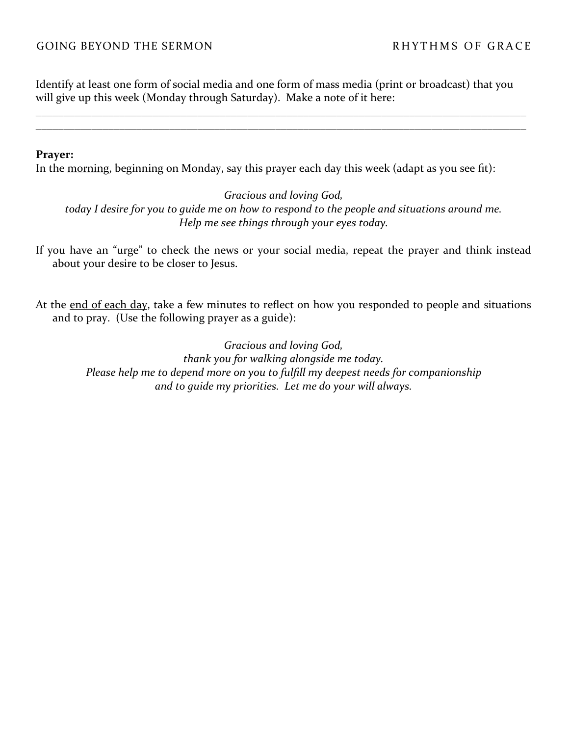Identify at least one form of social media and one form of mass media (print or broadcast) that you will give up this week (Monday through Saturday). Make a note of it here:

\_\_\_\_\_\_\_\_\_\_\_\_\_\_\_\_\_\_\_\_\_\_\_\_\_\_\_\_\_\_\_\_\_\_\_\_\_\_\_\_\_\_\_\_\_\_\_\_\_\_\_\_\_\_\_\_\_\_\_\_\_\_\_\_\_\_\_\_\_\_\_\_\_\_\_\_\_\_

\_\_\_\_\_\_\_\_\_\_\_\_\_\_\_\_\_\_\_\_\_\_\_\_\_\_\_\_\_\_\_\_\_\_\_\_\_\_\_\_\_\_\_\_\_\_\_\_\_\_\_\_\_\_\_\_\_\_\_\_\_\_\_\_\_\_\_\_\_\_\_\_\_\_\_\_\_\_

**Prayer:**

In the <u>morning</u>, beginning on Monday, say this prayer each day this week (adapt as you see fit):

*Gracious and loving God,*
*today I desire for you to guide me on how to respond to the people and situations around me.*
*Help me see things through your eyes today.*

If you have an "urge" to check the news or your social media, repeat the prayer and think instead about your desire to be closer to Jesus.

At the <u>end of each day</u>, take a few minutes to reflect on how you responded to people and situations and to pray. (Use the following prayer as a guide):

*Gracious and loving God,*
*thank you for walking alongside me today.*
*Please help me to depend more on you to fulfill my deepest needs for companionship*
*and to guide my priorities. Let me do your will always.*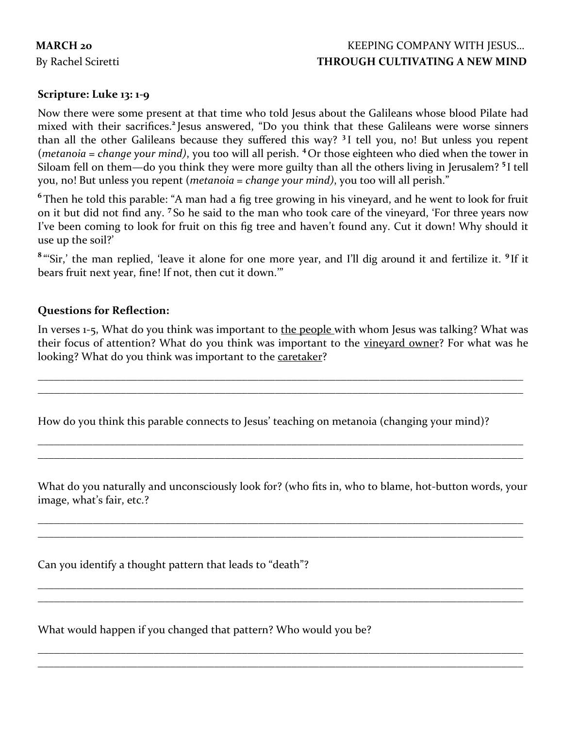**MARCH 20**
By Rachel Sciretti

KEEPING COMPANY WITH JESUS…
**THROUGH CULTIVATING A NEW MIND**

**Scripture: Luke 13: 1-9**

Now there were some present at that time who told Jesus about the Galileans whose blood Pilate had mixed with their sacrifices.[2] Jesus answered, "Do you think that these Galileans were worse sinners than all the other Galileans because they suffered this way? [3] I tell you, no! But unless you repent (*metanoia = change your mind)*, you too will all perish. [4] Or those eighteen who died when the tower in Siloam fell on them—do you think they were more guilty than all the others living in Jerusalem? [5] I tell you, no! But unless you repent (*metanoia = change your mind)*, you too will all perish."

[6] Then he told this parable: "A man had a fig tree growing in his vineyard, and he went to look for fruit on it but did not find any. [7] So he said to the man who took care of the vineyard, 'For three years now I've been coming to look for fruit on this fig tree and haven't found any. Cut it down! Why should it use up the soil?'

[8] "'Sir,' the man replied, 'leave it alone for one more year, and I'll dig around it and fertilize it. [9] If it bears fruit next year, fine! If not, then cut it down.'"

**Questions for Reflection:**

In verses 1-5, What do you think was important to the people with whom Jesus was talking? What was their focus of attention? What do you think was important to the vineyard owner? For what was he looking? What do you think was important to the caretaker?

______________________________________________________________________________
______________________________________________________________________________

How do you think this parable connects to Jesus' teaching on metanoia (changing your mind)?

______________________________________________________________________________
______________________________________________________________________________

What do you naturally and unconsciously look for? (who fits in, who to blame, hot-button words, your image, what's fair, etc.?

______________________________________________________________________________
______________________________________________________________________________

Can you identify a thought pattern that leads to "death"?

______________________________________________________________________________
______________________________________________________________________________

What would happen if you changed that pattern? Who would you be?

______________________________________________________________________________
______________________________________________________________________________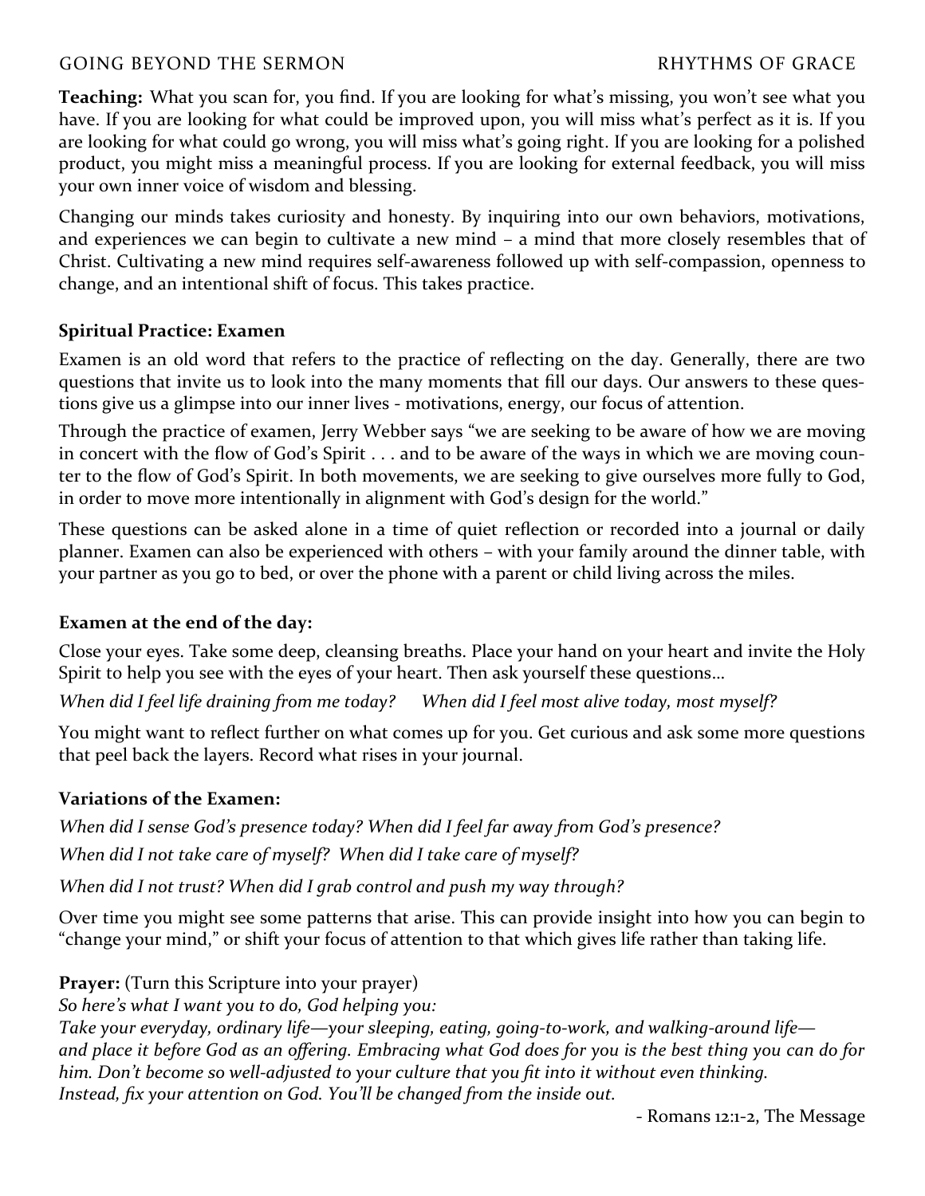**Teaching:** What you scan for, you find. If you are looking for what's missing, you won't see what you have. If you are looking for what could be improved upon, you will miss what's perfect as it is. If you are looking for what could go wrong, you will miss what's going right. If you are looking for a polished product, you might miss a meaningful process. If you are looking for external feedback, you will miss your own inner voice of wisdom and blessing.

Changing our minds takes curiosity and honesty. By inquiring into our own behaviors, motivations, and experiences we can begin to cultivate a new mind – a mind that more closely resembles that of Christ. Cultivating a new mind requires self-awareness followed up with self-compassion, openness to change, and an intentional shift of focus. This takes practice.

**Spiritual Practice: Examen**

Examen is an old word that refers to the practice of reflecting on the day. Generally, there are two questions that invite us to look into the many moments that fill our days. Our answers to these questions give us a glimpse into our inner lives - motivations, energy, our focus of attention.

Through the practice of examen, Jerry Webber says "we are seeking to be aware of how we are moving in concert with the flow of God's Spirit . . . and to be aware of the ways in which we are moving counter to the flow of God's Spirit. In both movements, we are seeking to give ourselves more fully to God, in order to move more intentionally in alignment with God's design for the world."

These questions can be asked alone in a time of quiet reflection or recorded into a journal or daily planner. Examen can also be experienced with others – with your family around the dinner table, with your partner as you go to bed, or over the phone with a parent or child living across the miles.

**Examen at the end of the day:**

Close your eyes. Take some deep, cleansing breaths. Place your hand on your heart and invite the Holy Spirit to help you see with the eyes of your heart. Then ask yourself these questions…

*When did I feel life draining from me today?* *When did I feel most alive today, most myself?*

You might want to reflect further on what comes up for you. Get curious and ask some more questions that peel back the layers. Record what rises in your journal.

**Variations of the Examen:**

*When did I sense God's presence today? When did I feel far away from God's presence?*

*When did I not take care of myself? When did I take care of myself?*

*When did I not trust? When did I grab control and push my way through?*

Over time you might see some patterns that arise. This can provide insight into how you can begin to "change your mind," or shift your focus of attention to that which gives life rather than taking life.

**Prayer:** (Turn this Scripture into your prayer)

*So here's what I want you to do, God helping you:*
*Take your everyday, ordinary life—your sleeping, eating, going-to-work, and walking-around life—and place it before God as an offering. Embracing what God does for you is the best thing you can do for him. Don't become so well-adjusted to your culture that you fit into it without even thinking.*
*Instead, fix your attention on God. You'll be changed from the inside out.*

- Romans 12:1-2, The Message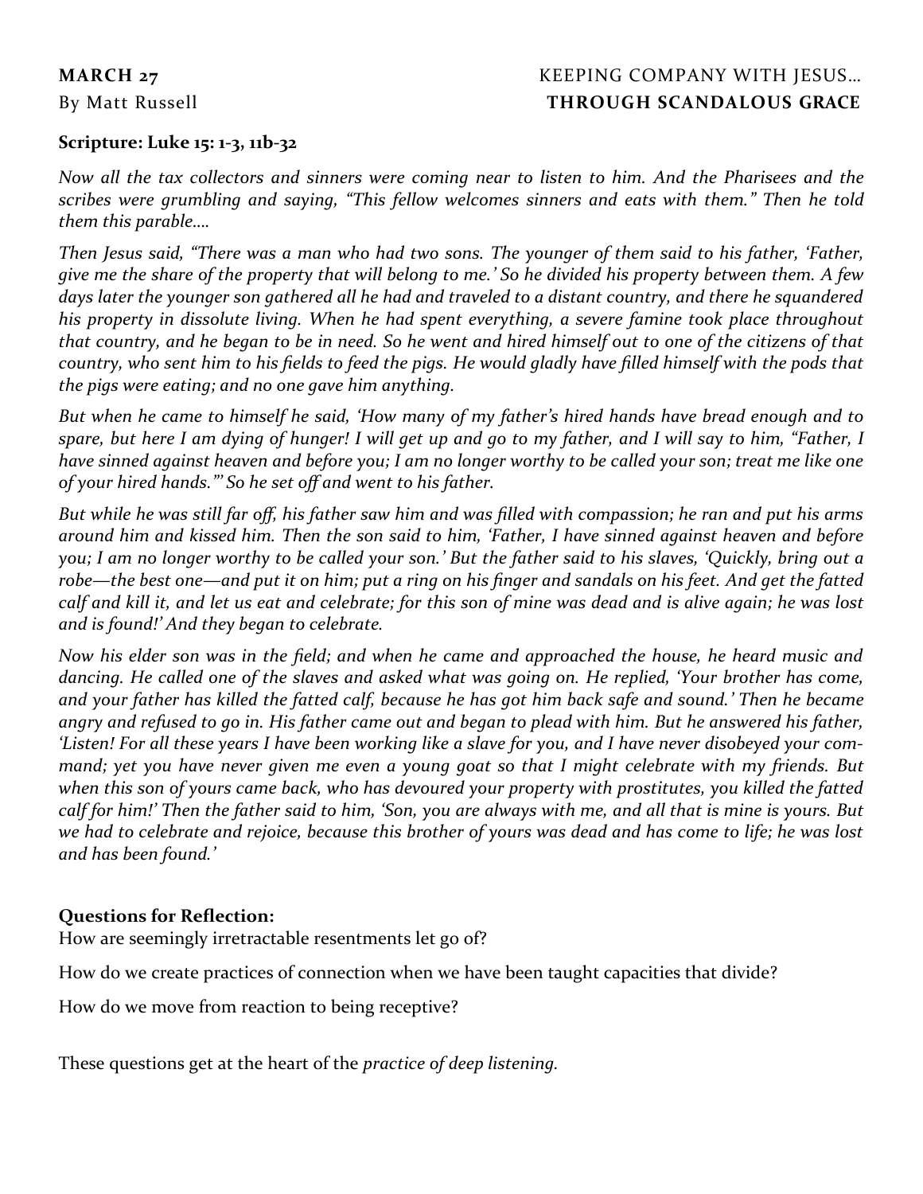**MARCH 27**
By Matt Russell

KEEPING COMPANY WITH JESUS…
**THROUGH SCANDALOUS GRACE**

**Scripture: Luke 15: 1-3, 11b-32**

*Now all the tax collectors and sinners were coming near to listen to him. And the Pharisees and the scribes were grumbling and saying, "This fellow welcomes sinners and eats with them." Then he told them this parable….*

*Then Jesus said, "There was a man who had two sons. The younger of them said to his father, 'Father, give me the share of the property that will belong to me.' So he divided his property between them. A few days later the younger son gathered all he had and traveled to a distant country, and there he squandered his property in dissolute living. When he had spent everything, a severe famine took place throughout that country, and he began to be in need. So he went and hired himself out to one of the citizens of that country, who sent him to his fields to feed the pigs. He would gladly have filled himself with the pods that the pigs were eating; and no one gave him anything.*

*But when he came to himself he said, 'How many of my father's hired hands have bread enough and to spare, but here I am dying of hunger! I will get up and go to my father, and I will say to him, "Father, I have sinned against heaven and before you; I am no longer worthy to be called your son; treat me like one of your hired hands."' So he set off and went to his father.*

*But while he was still far off, his father saw him and was filled with compassion; he ran and put his arms around him and kissed him. Then the son said to him, 'Father, I have sinned against heaven and before you; I am no longer worthy to be called your son.' But the father said to his slaves, 'Quickly, bring out a robe—the best one—and put it on him; put a ring on his finger and sandals on his feet. And get the fatted calf and kill it, and let us eat and celebrate; for this son of mine was dead and is alive again; he was lost and is found!' And they began to celebrate.*

*Now his elder son was in the field; and when he came and approached the house, he heard music and dancing. He called one of the slaves and asked what was going on. He replied, 'Your brother has come, and your father has killed the fatted calf, because he has got him back safe and sound.' Then he became angry and refused to go in. His father came out and began to plead with him. But he answered his father, 'Listen! For all these years I have been working like a slave for you, and I have never disobeyed your command; yet you have never given me even a young goat so that I might celebrate with my friends. But when this son of yours came back, who has devoured your property with prostitutes, you killed the fatted calf for him!' Then the father said to him, 'Son, you are always with me, and all that is mine is yours. But we had to celebrate and rejoice, because this brother of yours was dead and has come to life; he was lost and has been found.'*

**Questions for Reflection:**

How are seemingly irretractable resentments let go of?

How do we create practices of connection when we have been taught capacities that divide?

How do we move from reaction to being receptive?

These questions get at the heart of the *practice of deep listening.*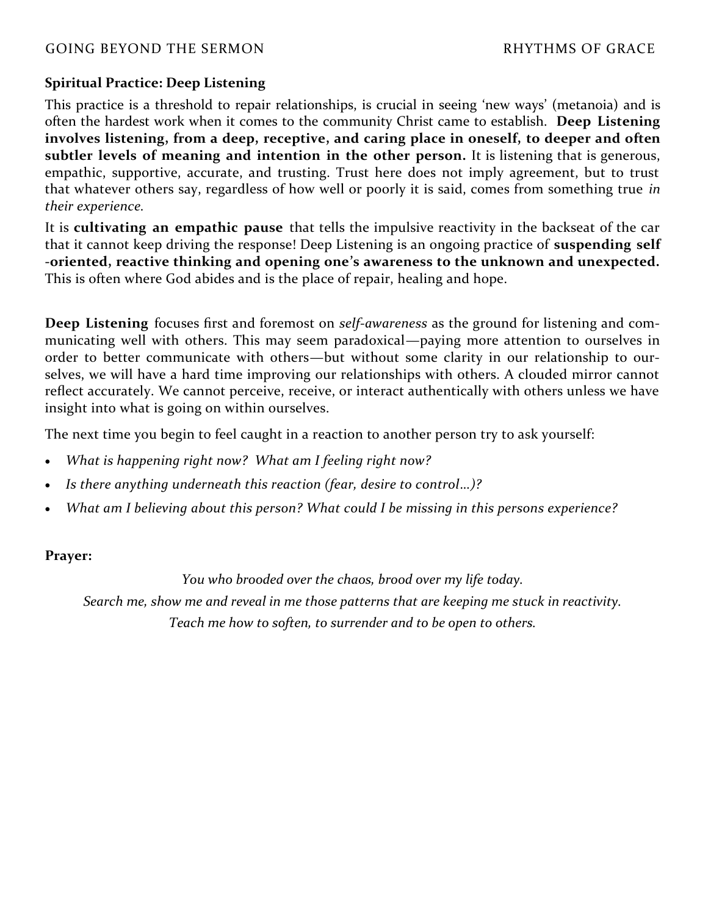**Spiritual Practice: Deep Listening**

This practice is a threshold to repair relationships, is crucial in seeing 'new ways' (metanoia) and is often the hardest work when it comes to the community Christ came to establish. **Deep Listening involves listening, from a deep, receptive, and caring place in oneself, to deeper and often subtler levels of meaning and intention in the other person.** It is listening that is generous, empathic, supportive, accurate, and trusting. Trust here does not imply agreement, but to trust that whatever others say, regardless of how well or poorly it is said, comes from something true *in their experience.*

It is **cultivating an empathic pause** that tells the impulsive reactivity in the backseat of the car that it cannot keep driving the response! Deep Listening is an ongoing practice of **suspending self-oriented, reactive thinking and opening one's awareness to the unknown and unexpected.** This is often where God abides and is the place of repair, healing and hope.

**Deep Listening** focuses first and foremost on *self-awareness* as the ground for listening and communicating well with others. This may seem paradoxical—paying more attention to ourselves in order to better communicate with others—but without some clarity in our relationship to ourselves, we will have a hard time improving our relationships with others. A clouded mirror cannot reflect accurately. We cannot perceive, receive, or interact authentically with others unless we have insight into what is going on within ourselves.

The next time you begin to feel caught in a reaction to another person try to ask yourself:

- *What is happening right now? What am I feeling right now?*
- *Is there anything underneath this reaction (fear, desire to control…)?*
- *What am I believing about this person? What could I be missing in this persons experience?*

**Prayer:**

*You who brooded over the chaos, brood over my life today.*
*Search me, show me and reveal in me those patterns that are keeping me stuck in reactivity.*
*Teach me how to soften, to surrender and to be open to others.*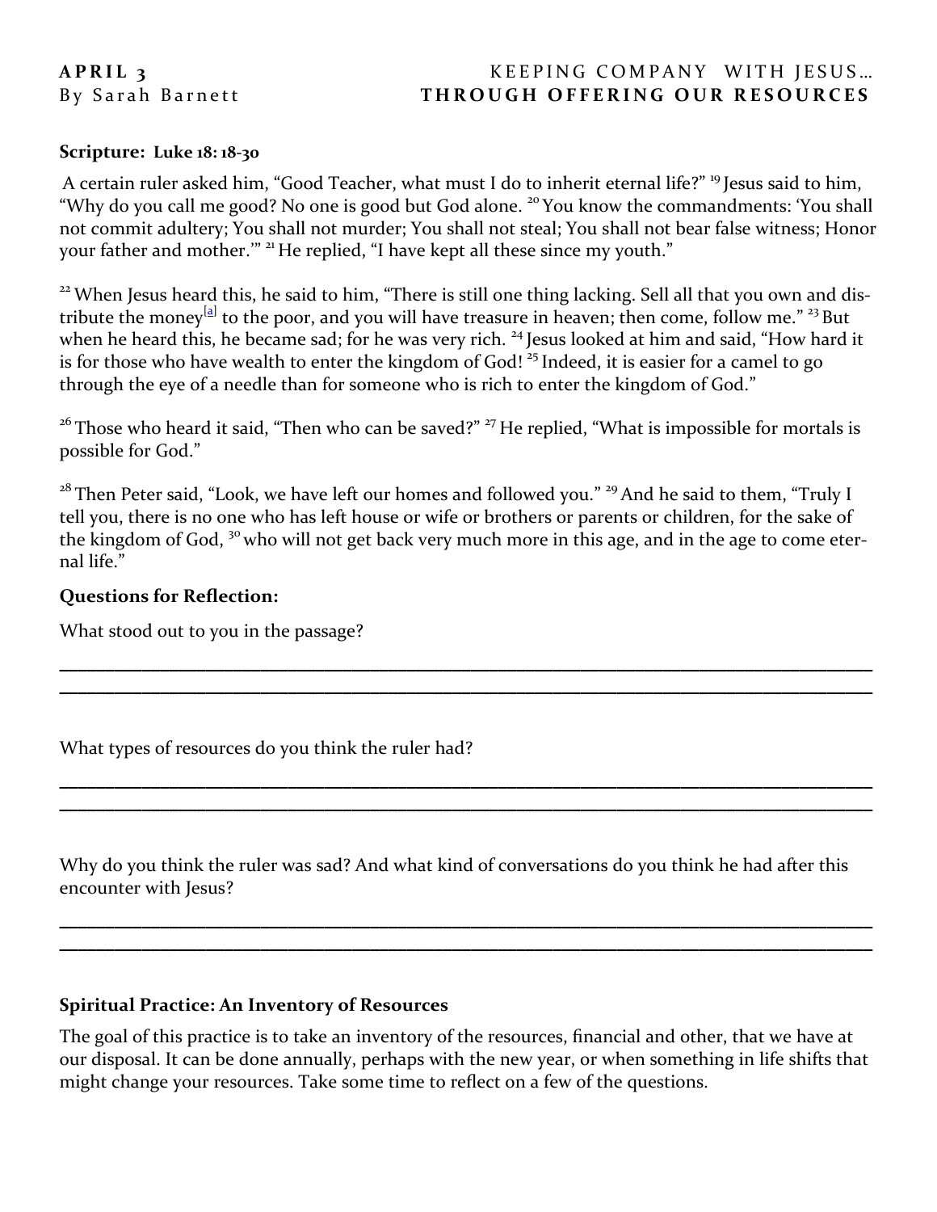**APRIL 3**
By Sarah Barnett

**KEEPING COMPANY WITH JESUS…**
**THROUGH OFFERING OUR RESOURCES**

**Scripture: Luke 18: 18-30**

A certain ruler asked him, "Good Teacher, what must I do to inherit eternal life?" [19] Jesus said to him, "Why do you call me good? No one is good but God alone. [20] You know the commandments: 'You shall not commit adultery; You shall not murder; You shall not steal; You shall not bear false witness; Honor your father and mother.'" [21] He replied, "I have kept all these since my youth."

[22] When Jesus heard this, he said to him, "There is still one thing lacking. Sell all that you own and distribute the money[a] to the poor, and you will have treasure in heaven; then come, follow me." [23] But when he heard this, he became sad; for he was very rich. [24] Jesus looked at him and said, "How hard it is for those who have wealth to enter the kingdom of God! [25] Indeed, it is easier for a camel to go through the eye of a needle than for someone who is rich to enter the kingdom of God."

[26] Those who heard it said, "Then who can be saved?" [27] He replied, "What is impossible for mortals is possible for God."

[28] Then Peter said, "Look, we have left our homes and followed you." [29] And he said to them, "Truly I tell you, there is no one who has left house or wife or brothers or parents or children, for the sake of the kingdom of God, [30] who will not get back very much more in this age, and in the age to come eternal life."

**Questions for Reflection:**

What stood out to you in the passage?

_______________________________________________________________________________

_______________________________________________________________________________

What types of resources do you think the ruler had?

_______________________________________________________________________________

_______________________________________________________________________________

Why do you think the ruler was sad? And what kind of conversations do you think he had after this encounter with Jesus?

_______________________________________________________________________________

_______________________________________________________________________________

**Spiritual Practice: An Inventory of Resources**

The goal of this practice is to take an inventory of the resources, financial and other, that we have at our disposal. It can be done annually, perhaps with the new year, or when something in life shifts that might change your resources. Take some time to reflect on a few of the questions.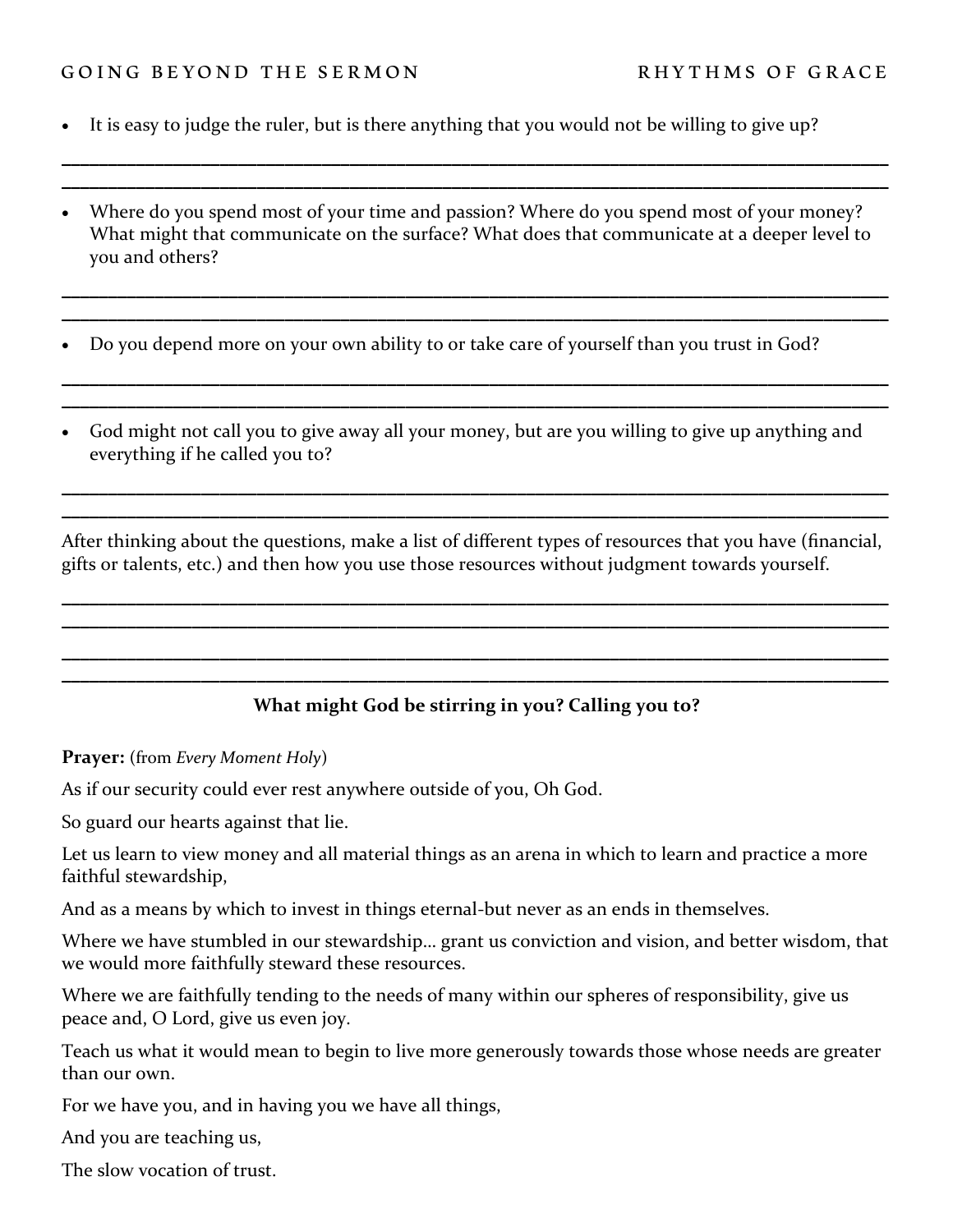- It is easy to judge the ruler, but is there anything that you would not be willing to give up?

______________________________________________________________________________
______________________________________________________________________________

- Where do you spend most of your time and passion? Where do you spend most of your money? What might that communicate on the surface? What does that communicate at a deeper level to you and others?

______________________________________________________________________________
______________________________________________________________________________

- Do you depend more on your own ability to or take care of yourself than you trust in God?

______________________________________________________________________________
______________________________________________________________________________

- God might not call you to give away all your money, but are you willing to give up anything and everything if he called you to?

______________________________________________________________________________
______________________________________________________________________________

After thinking about the questions, make a list of different types of resources that you have (financial, gifts or talents, etc.) and then how you use those resources without judgment towards yourself.

______________________________________________________________________________
______________________________________________________________________________
______________________________________________________________________________
______________________________________________________________________________

**What might God be stirring in you? Calling you to?**

**Prayer:** (from *Every Moment Holy*)

As if our security could ever rest anywhere outside of you, Oh God.

So guard our hearts against that lie.

Let us learn to view money and all material things as an arena in which to learn and practice a more faithful stewardship,

And as a means by which to invest in things eternal-but never as an ends in themselves.

Where we have stumbled in our stewardship… grant us conviction and vision, and better wisdom, that we would more faithfully steward these resources.

Where we are faithfully tending to the needs of many within our spheres of responsibility, give us peace and, O Lord, give us even joy.

Teach us what it would mean to begin to live more generously towards those whose needs are greater than our own.

For we have you, and in having you we have all things,

And you are teaching us,

The slow vocation of trust.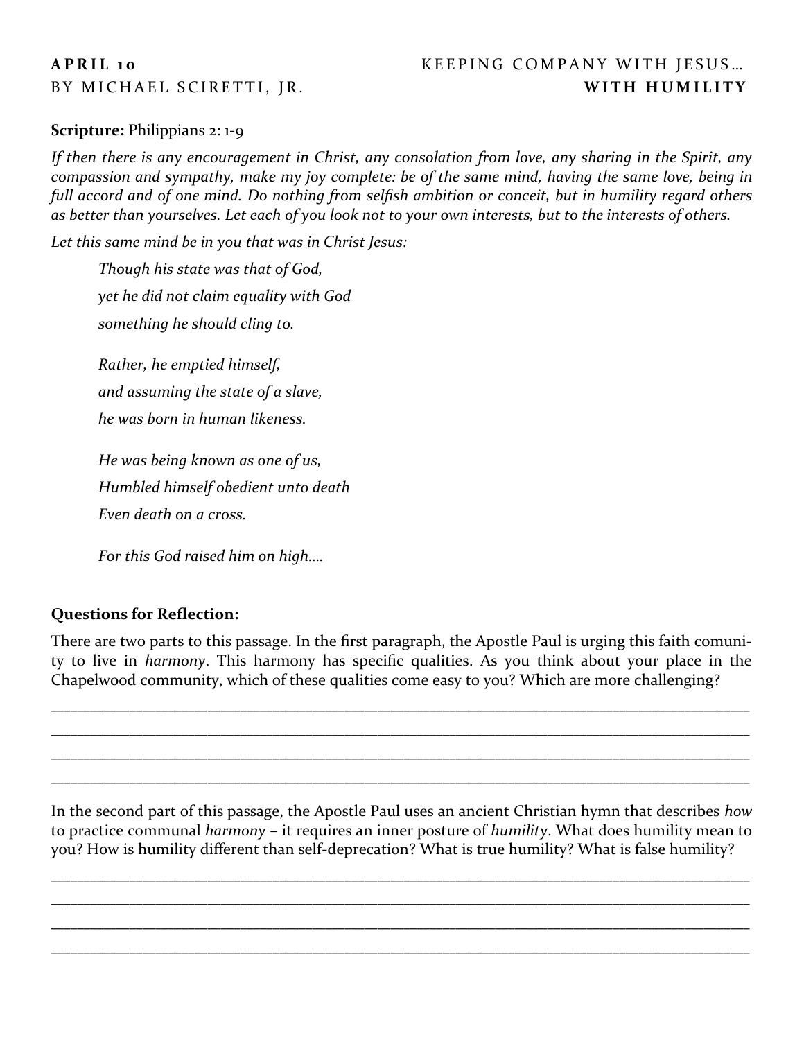**APRIL 10** KEEPING COMPANY WITH JESUS…

BY MICHAEL SCIRETTI, JR. **WITH HUMILITY**

**Scripture:** Philippians 2: 1-9

*If then there is any encouragement in Christ, any consolation from love, any sharing in the Spirit, any compassion and sympathy, make my joy complete: be of the same mind, having the same love, being in full accord and of one mind. Do nothing from selfish ambition or conceit, but in humility regard others as better than yourselves. Let each of you look not to your own interests, but to the interests of others.*

*Let this same mind be in you that was in Christ Jesus:*

> *Though his state was that of God,*
> *yet he did not claim equality with God*
> *something he should cling to.*
>
> *Rather, he emptied himself,*
> *and assuming the state of a slave,*
> *he was born in human likeness.*
>
> *He was being known as one of us,*
> *Humbled himself obedient unto death*
> *Even death on a cross.*
>
> *For this God raised him on high….*

**Questions for Reflection:**

There are two parts to this passage. In the first paragraph, the Apostle Paul is urging this faith comunity to live in *harmony*. This harmony has specific qualities. As you think about your place in the Chapelwood community, which of these qualities come easy to you? Which are more challenging?

______________________________________________________________________________

______________________________________________________________________________

______________________________________________________________________________

______________________________________________________________________________

In the second part of this passage, the Apostle Paul uses an ancient Christian hymn that describes *how* to practice communal *harmony* – it requires an inner posture of *humility*. What does humility mean to you? How is humility different than self-deprecation? What is true humility? What is false humility?

______________________________________________________________________________

______________________________________________________________________________

______________________________________________________________________________

______________________________________________________________________________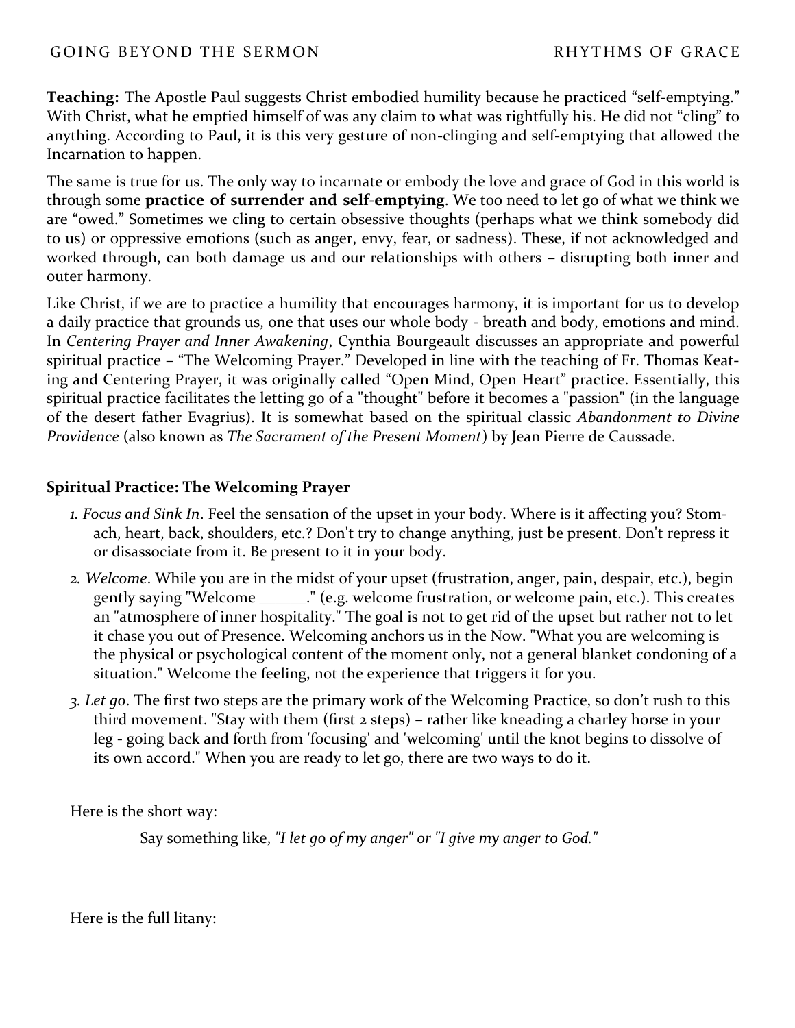**Teaching:** The Apostle Paul suggests Christ embodied humility because he practiced "self-emptying." With Christ, what he emptied himself of was any claim to what was rightfully his. He did not "cling" to anything. According to Paul, it is this very gesture of non-clinging and self-emptying that allowed the Incarnation to happen.

The same is true for us. The only way to incarnate or embody the love and grace of God in this world is through some **practice of surrender and self-emptying**. We too need to let go of what we think we are "owed." Sometimes we cling to certain obsessive thoughts (perhaps what we think somebody did to us) or oppressive emotions (such as anger, envy, fear, or sadness). These, if not acknowledged and worked through, can both damage us and our relationships with others – disrupting both inner and outer harmony.

Like Christ, if we are to practice a humility that encourages harmony, it is important for us to develop a daily practice that grounds us, one that uses our whole body - breath and body, emotions and mind. In *Centering Prayer and Inner Awakening*, Cynthia Bourgeault discusses an appropriate and powerful spiritual practice – "The Welcoming Prayer." Developed in line with the teaching of Fr. Thomas Keating and Centering Prayer, it was originally called "Open Mind, Open Heart" practice. Essentially, this spiritual practice facilitates the letting go of a "thought" before it becomes a "passion" (in the language of the desert father Evagrius). It is somewhat based on the spiritual classic *Abandonment to Divine Providence* (also known as *The Sacrament of the Present Moment*) by Jean Pierre de Caussade.

**Spiritual Practice: The Welcoming Prayer**

1. *Focus and Sink In*. Feel the sensation of the upset in your body. Where is it affecting you? Stomach, heart, back, shoulders, etc.? Don't try to change anything, just be present. Don't repress it or disassociate from it. Be present to it in your body.
2. *Welcome*. While you are in the midst of your upset (frustration, anger, pain, despair, etc.), begin gently saying "Welcome ______." (e.g. welcome frustration, or welcome pain, etc.). This creates an "atmosphere of inner hospitality." The goal is not to get rid of the upset but rather not to let it chase you out of Presence. Welcoming anchors us in the Now. "What you are welcoming is the physical or psychological content of the moment only, not a general blanket condoning of a situation." Welcome the feeling, not the experience that triggers it for you.
3. *Let go*. The first two steps are the primary work of the Welcoming Practice, so don't rush to this third movement. "Stay with them (first 2 steps) – rather like kneading a charley horse in your leg - going back and forth from 'focusing' and 'welcoming' until the knot begins to dissolve of its own accord." When you are ready to let go, there are two ways to do it.

Here is the short way:

Say something like, *"I let go of my anger"* or *"I give my anger to God."*

Here is the full litany: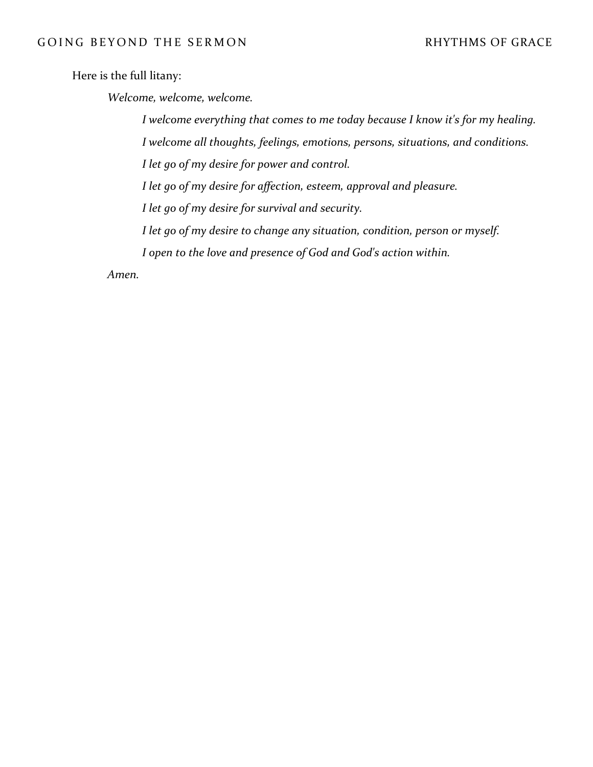Here is the full litany:

> *Welcome, welcome, welcome.*
>
> > *I welcome everything that comes to me today because I know it's for my healing.*
> >
> > *I welcome all thoughts, feelings, emotions, persons, situations, and conditions.*
> >
> > *I let go of my desire for power and control.*
> >
> > *I let go of my desire for affection, esteem, approval and pleasure.*
> >
> > *I let go of my desire for survival and security.*
> >
> > *I let go of my desire to change any situation, condition, person or myself.*
> >
> > *I open to the love and presence of God and God's action within.*
>
> *Amen.*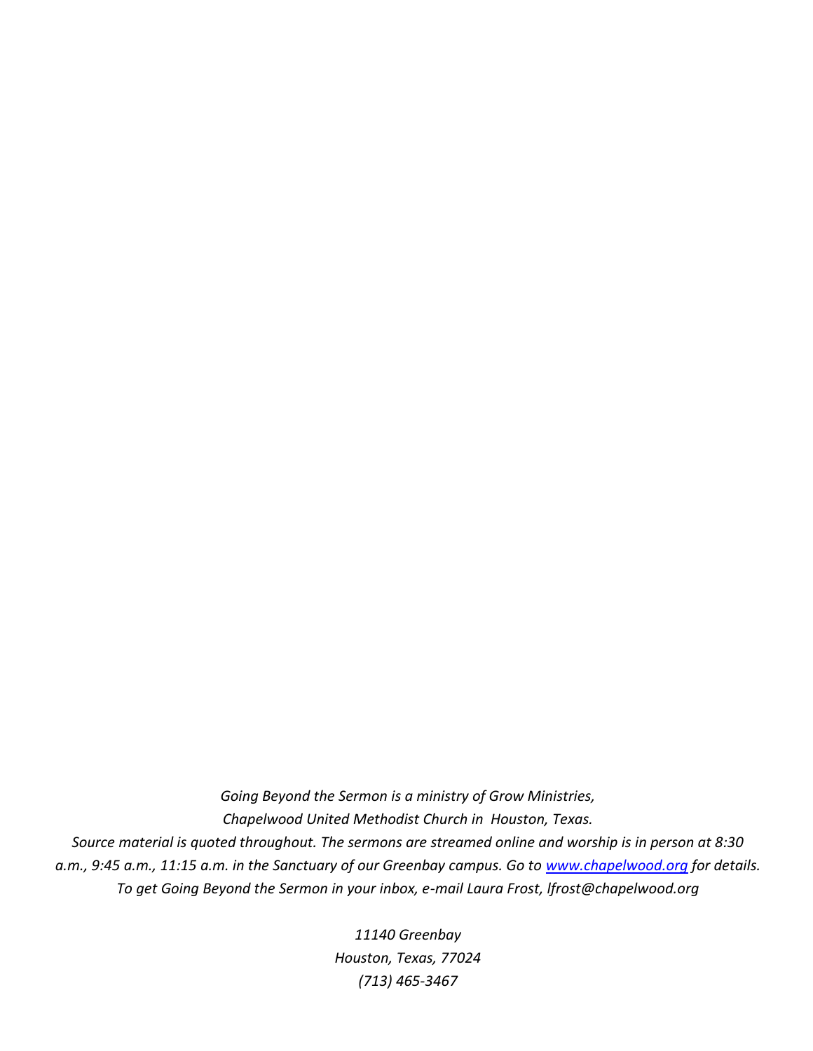*Going Beyond the Sermon is a ministry of Grow Ministries,*
*Chapelwood United Methodist Church in Houston, Texas.*
*Source material is quoted throughout. The sermons are streamed online and worship is in person at 8:30 a.m., 9:45 a.m., 11:15 a.m. in the Sanctuary of our Greenbay campus. Go to [www.chapelwood.org](http://www.chapelwood.org) for details.*
*To get Going Beyond the Sermon in your inbox, e-mail Laura Frost, lfrost@chapelwood.org*

*11140 Greenbay*
*Houston, Texas, 77024*
*(713) 465-3467*